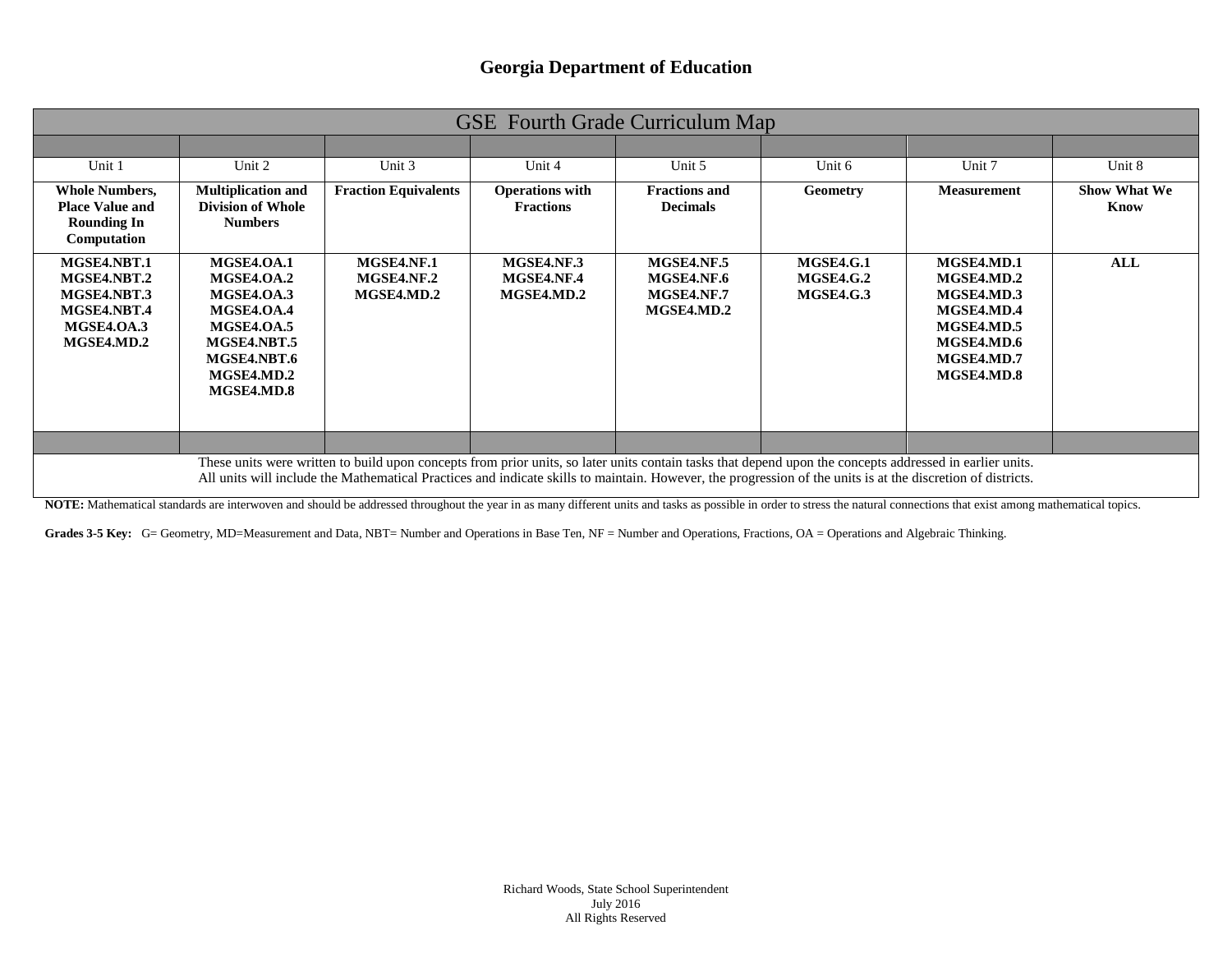# Georgia Department of Education

| GSE Fourth Grade Curriculum Map | | | | | | | |
|---|---|---|---|---|---|---|---|
| Unit 1 | Unit 2 | Unit 3 | Unit 4 | Unit 5 | Unit 6 | Unit 7 | Unit 8 |
| **Whole Numbers, Place Value and Rounding In Computation** | **Multiplication and Division of Whole Numbers** | **Fraction Equivalents** | **Operations with Fractions** | **Fractions and Decimals** | **Geometry** | **Measurement** | **Show What We Know** |
| **MGSE4.NBT.1**<br>**MGSE4.NBT.2**<br>**MGSE4.NBT.3**<br>**MGSE4.NBT.4**<br>**MGSE4.OA.3**<br>**MGSE4.MD.2** | **MGSE4.OA.1**<br>**MGSE4.OA.2**<br>**MGSE4.OA.3**<br>**MGSE4.OA.4**<br>**MGSE4.OA.5**<br>**MGSE4.NBT.5**<br>**MGSE4.NBT.6**<br>**MGSE4.MD.2**<br>**MGSE4.MD.8** | **MGSE4.NF.1**<br>**MGSE4.NF.2**<br>**MGSE4.MD.2** | **MGSE4.NF.3**<br>**MGSE4.NF.4**<br>**MGSE4.MD.2** | **MGSE4.NF.5**<br>**MGSE4.NF.6**<br>**MGSE4.NF.7**<br>**MGSE4.MD.2** | **MGSE4.G.1**<br>**MGSE4.G.2**<br>**MGSE4.G.3** | **MGSE4.MD.1**<br>**MGSE4.MD.2**<br>**MGSE4.MD.3**<br>**MGSE4.MD.4**<br>**MGSE4.MD.5**<br>**MGSE4.MD.6**<br>**MGSE4.MD.7**<br>**MGSE4.MD.8** | **ALL** |
| These units were written to build upon concepts from prior units, so later units contain tasks that depend upon the concepts addressed in earlier units. All units will include the Mathematical Practices and indicate skills to maintain. However, the progression of the units is at the discretion of districts. | | | | | | | |

**NOTE:** Mathematical standards are interwoven and should be addressed throughout the year in as many different units and tasks as possible in order to stress the natural connections that exist among mathematical topics.

**Grades 3-5 Key:** G= Geometry, MD=Measurement and Data, NBT= Number and Operations in Base Ten, NF = Number and Operations, Fractions, OA = Operations and Algebraic Thinking.

Richard Woods, State School Superintendent
July 2016
All Rights Reserved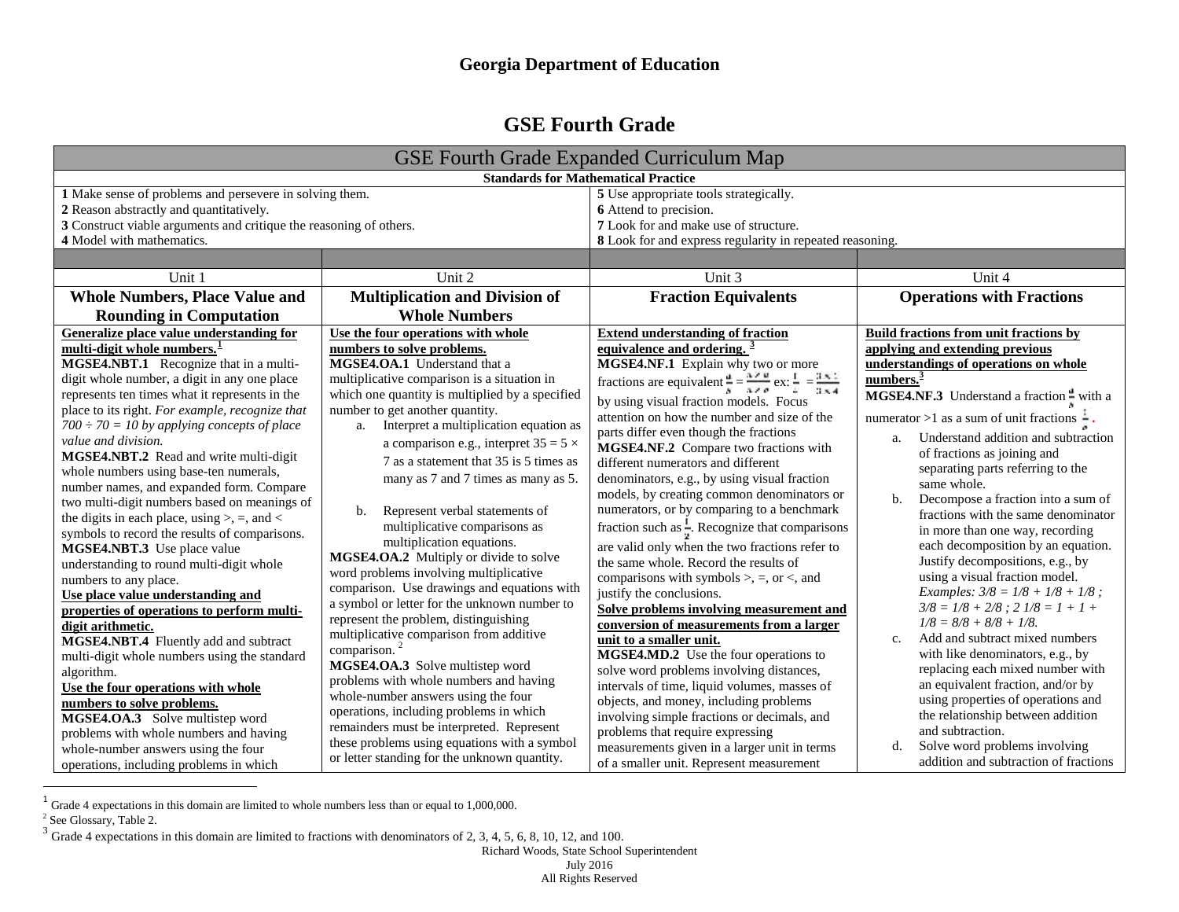## Georgia Department of Education

# GSE Fourth Grade

| GSE Fourth Grade Expanded Curriculum Map | | | |
|---|---|---|---|
| **Standards for Mathematical Practice** | | | |
| **1** Make sense of problems and persevere in solving them.<br>**2** Reason abstractly and quantitatively.<br>**3** Construct viable arguments and critique the reasoning of others.<br>**4** Model with mathematics. | | **5** Use appropriate tools strategically.<br>**6** Attend to precision.<br>**7** Look for and make use of structure.<br>**8** Look for and express regularity in repeated reasoning. | |
| Unit 1 | Unit 2 | Unit 3 | Unit 4 |
| **Whole Numbers, Place Value and Rounding in Computation** | **Multiplication and Division of Whole Numbers** | **Fraction Equivalents** | **Operations with Fractions** |
| **Generalize place value understanding for multi-digit whole numbers.[1]**<br>**MGSE4.NBT.1** Recognize that in a multi-digit whole number, a digit in any one place represents ten times what it represents in the place to its right. *For example, recognize that $700 \div 70 = 10$ by applying concepts of place value and division.*<br>**MGSE4.NBT.2** Read and write multi-digit whole numbers using base-ten numerals, number names, and expanded form. Compare two multi-digit numbers based on meanings of the digits in each place, using >, =, and < symbols to record the results of comparisons.<br>**MGSE4.NBT.3** Use place value understanding to round multi-digit whole numbers to any place.<br>**Use place understanding and properties of operations to perform multi-digit arithmetic.**<br>**MGSE4.NBT.4** Fluently add and subtract multi-digit whole numbers using the standard algorithm.<br>**Use the four operations with whole numbers to solve problems.**<br>**MGSE4.OA.3** Solve multistep word problems with whole numbers and having whole-number answers using the four operations, including problems in which | **Use the four operations with whole numbers to solve problems.**<br>**MGSE4.OA.1** Understand that a multiplicative comparison is a situation in which one quantity is multiplied by a specified number to get another quantity.<br>a. Interpret a multiplication equation as a comparison e.g., interpret $35 = 5 \times 7$ as a statement that 35 is 5 times as many as 7 and 7 times as many as 5.<br>b. Represent verbal statements of multiplicative comparisons as multiplication equations.<br>**MGSE4.OA.2** Multiply or divide to solve word problems involving multiplicative comparison. Use drawings and equations with a symbol or letter for the unknown number to represent the problem, distinguishing multiplicative comparison from additive comparison.[2]<br>**MGSE4.OA.3** Solve multistep word problems with whole numbers and having whole-number answers using the four operations, including problems in which remainders must be interpreted. Represent these problems using equations with a symbol or letter standing for the unknown quantity. | **Extend understanding of fraction equivalence and ordering.[3]**<br>**MGSE4.NF.1** Explain why two or more fractions are equivalent $\frac{a}{b} = \frac{n \times a}{n \times b}$ ex: $\frac{1}{4} = \frac{3 \times 1}{3 \times 4}$ by using visual fraction models. Focus attention on how the number and size of the parts differ even though the fractions<br>**MGSE4.NF.2** Compare two fractions with different numerators and different denominators, e.g., by using visual fraction models, by creating common denominators or numerators, or by comparing to a benchmark fraction such as $\frac{1}{2}$. Recognize that comparisons are valid only when the two fractions refer to the same whole. Record the results of comparisons with symbols >, =, or <, and justify the conclusions.<br>**Solve problems involving measurement and conversion of measurements from a larger unit to a smaller unit.**<br>**MGSE4.MD.2** Use the four operations to solve word problems involving distances, intervals of time, liquid volumes, masses of objects, and money, including problems involving simple fractions or decimals, and problems that require expressing measurements given in a larger unit in terms of a smaller unit. Represent measurement | **Build fractions from unit fractions by applying and extending previous understandings of operations on whole numbers.[3]**<br>**MGSE4.NF.3** Understand a fraction $\frac{a}{b}$ with a numerator >1 as a sum of unit fractions $\frac{1}{b}$.<br>a. Understand addition and subtraction of fractions as joining and separating parts referring to the same whole.<br>b. Decompose a fraction into a sum of fractions with the same denominator in more than one way, recording each decomposition by an equation. Justify decompositions, e.g., by using a visual fraction model. *Examples: $3/8 = 1/8 + 1/8 + 1/8$ ; $3/8 = 1/8 + 2/8$ ; $2\ 1/8 = 1 + 1 + 1/8 = 8/8 + 8/8 + 1/8$.*<br>c. Add and subtract mixed numbers with like denominators, e.g., by replacing each mixed number with an equivalent fraction, and/or by using properties of operations and the relationship between addition and subtraction.<br>d. Solve word problems involving addition and subtraction of fractions |

[1] Grade 4 expectations in this domain are limited to whole numbers less than or equal to 1,000,000.
[2] See Glossary, Table 2.
[3] Grade 4 expectations in this domain are limited to fractions with denominators of 2, 3, 4, 5, 6, 8, 10, 12, and 100.

Richard Woods, State School Superintendent
July 2016
All Rights Reserved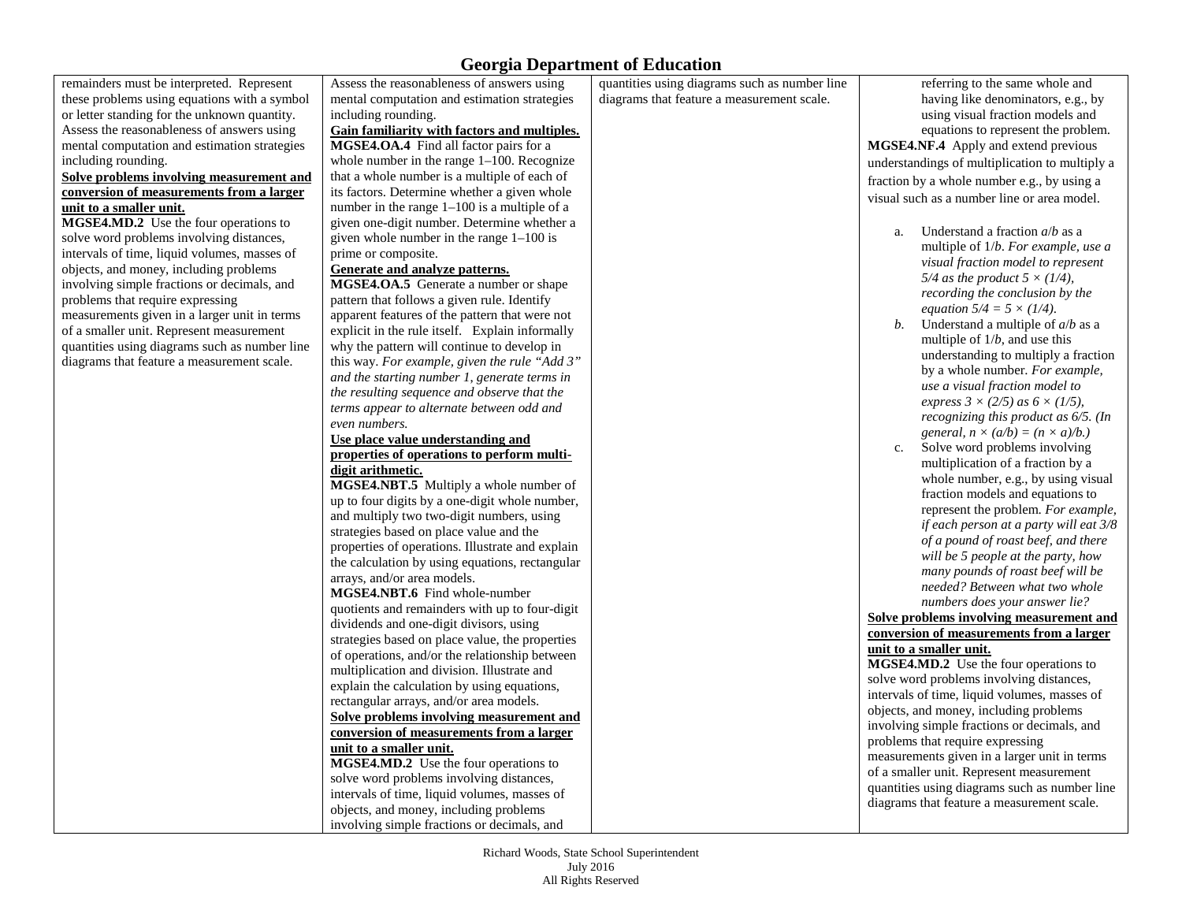| | | | |
|---|---|---|---|
| remainders must be interpreted. Represent these problems using equations with a symbol or letter standing for the unknown quantity. Assess the reasonableness of answers using mental computation and estimation strategies including rounding.<br>**Solve problems involving measurement and conversion of measurements from a larger unit to a smaller unit.**<br>**MGSE4.MD.2** Use the four operations to solve word problems involving distances, intervals of time, liquid volumes, masses of objects, and money, including problems involving simple fractions or decimals, and problems that require expressing measurements given in a larger unit in terms of a smaller unit. Represent measurement quantities using diagrams such as number line diagrams that feature a measurement scale. | Assess the reasonableness of answers using mental computation and estimation strategies including rounding.<br>**Gain familiarity with factors and multiples.**<br>**MGSE4.OA.4** Find all factor pairs for a whole number in the range 1–100. Recognize that a whole number is a multiple of each of its factors. Determine whether a given whole number in the range 1–100 is a multiple of a given one-digit number. Determine whether a given whole number in the range 1–100 is prime or composite.<br>**Generate and analyze patterns.**<br>**MGSE4.OA.5** Generate a number or shape pattern that follows a given rule. Identify apparent features of the pattern that were not explicit in the rule itself. Explain informally why the pattern will continue to develop in this way. *For example, given the rule "Add 3" and the starting number 1, generate terms in the resulting sequence and observe that the terms appear to alternate between odd and even numbers.*<br>**Use place value understanding and properties of operations to perform multi-digit arithmetic.**<br>**MGSE4.NBT.5** Multiply a whole number of up to four digits by a one-digit whole number, and multiply two two-digit numbers, using strategies based on place value and the properties of operations. Illustrate and explain the calculation by using equations, rectangular arrays, and/or area models.<br>**MGSE4.NBT.6** Find whole-number quotients and remainders with up to four-digit dividends and one-digit divisors, using strategies based on place value, the properties of operations, and/or the relationship between multiplication and division. Illustrate and explain the calculation by using equations, rectangular arrays, and/or area models.<br>**Solve problems involving measurement and conversion of measurements from a larger unit to a smaller unit.**<br>**MGSE4.MD.2** Use the four operations to solve word problems involving distances, intervals of time, liquid volumes, masses of objects, and money, including problems involving simple fractions or decimals, and | quantities using diagrams such as number line diagrams that feature a measurement scale. | referring to the same whole and having like denominators, e.g., by using visual fraction models and equations to represent the problem.<br>**MGSE4.NF.4** Apply and extend previous understandings of multiplication to multiply a fraction by a whole number e.g., by using a visual such as a number line or area model.<br>a. Understand a fraction $a/b$ as a multiple of $1/b$. *For example, use a visual fraction model to represent* $5/4$ *as the product* $5 \times (1/4)$*, recording the conclusion by the equation* $5/4 = 5 \times (1/4)$.<br>*b.* Understand a multiple of $a/b$ as a multiple of $1/b$, and use this understanding to multiply a fraction by a whole number. *For example, use a visual fraction model to express* $3 \times (2/5)$ *as* $6 \times (1/5)$*, recognizing this product as* $6/5$*. (In general,* $n \times (a/b) = (n \times a)/b$*.)*<br>c. Solve word problems involving multiplication of a fraction by a whole number, e.g., by using visual fraction models and equations to represent the problem. *For example, if each person at a party will eat 3/8 of a pound of roast beef, and there will be 5 people at the party, how many pounds of roast beef will be needed? Between what two whole numbers does your answer lie?*<br>**Solve problems involving measurement and conversion of measurements from a larger unit to a smaller unit.**<br>**MGSE4.MD.2** Use the four operations to solve word problems involving distances, intervals of time, liquid volumes, masses of objects, and money, including problems involving simple fractions or decimals, and problems that require expressing measurements given in a larger unit in terms of a smaller unit. Represent measurement quantities using diagrams such as number line diagrams that feature a measurement scale. |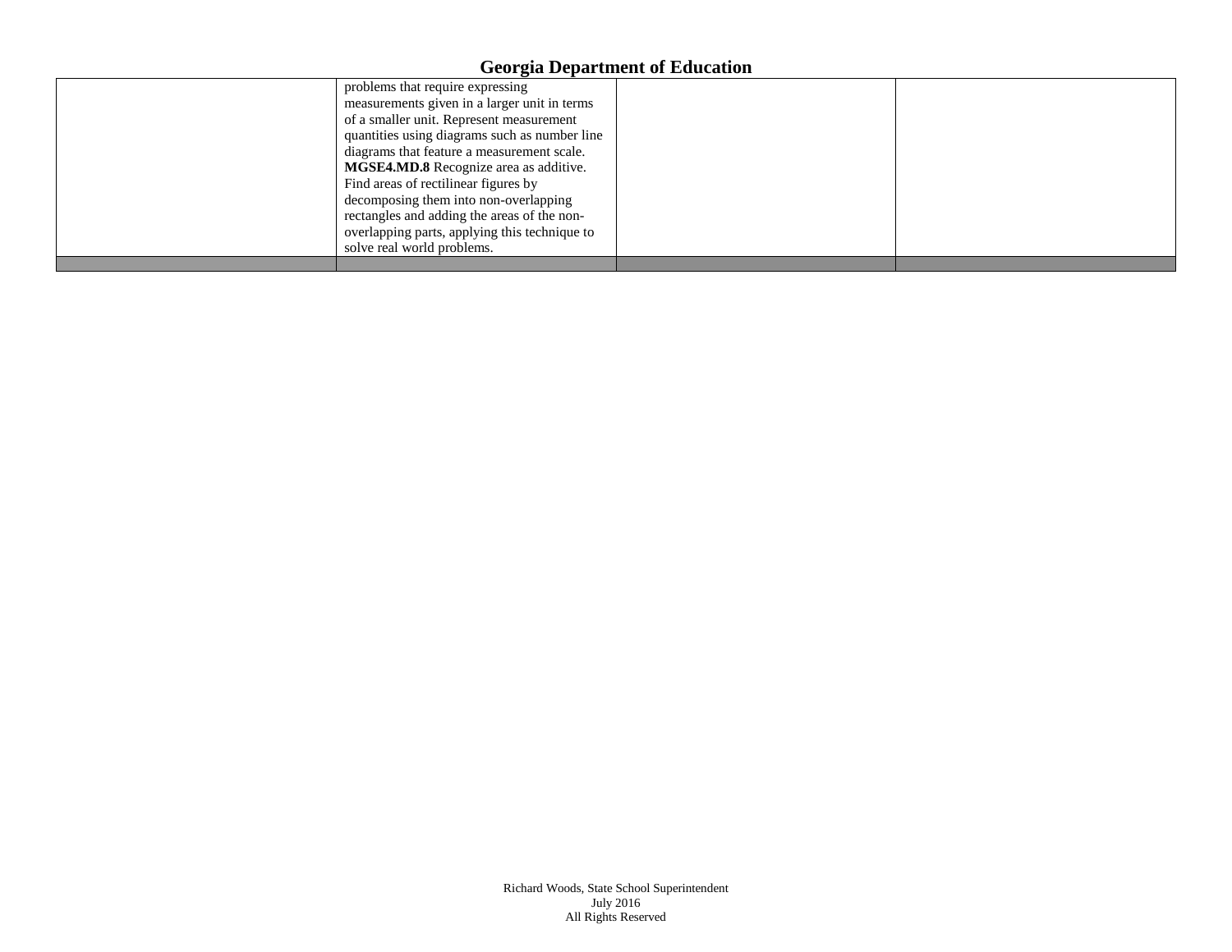|  | problems that require expressing measurements given in a larger unit in terms of a smaller unit. Represent measurement quantities using diagrams such as number line diagrams that feature a measurement scale. **MGSE4.MD.8** Recognize area as additive. Find areas of rectilinear figures by decomposing them into non-overlapping rectangles and adding the areas of the non-overlapping parts, applying this technique to solve real world problems. |  |  |
|---|---|---|---|
|  |  |  |  |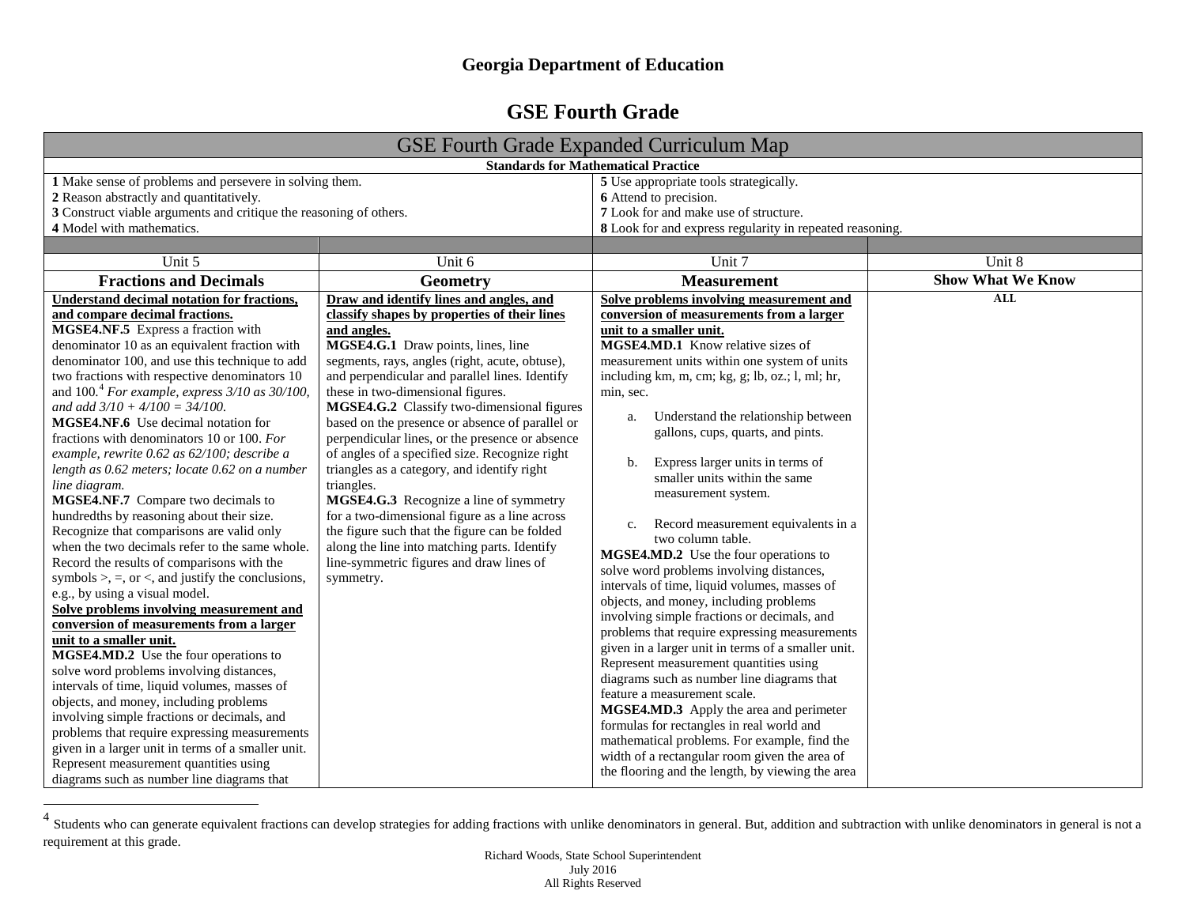# Georgia Department of Education

## GSE Fourth Grade

| GSE Fourth Grade Expanded Curriculum Map | | | |
|---|---|---|---|
| **Standards for Mathematical Practice** | | | |
| **1** Make sense of problems and persevere in solving them.<br>**2** Reason abstractly and quantitatively.<br>**3** Construct viable arguments and critique the reasoning of others.<br>**4** Model with mathematics. | | **5** Use appropriate tools strategically.<br>**6** Attend to precision.<br>**7** Look for and make use of structure.<br>**8** Look for and express regularity in repeated reasoning. | |
| | | | |
| Unit 5 | Unit 6 | Unit 7 | Unit 8 |
| **Fractions and Decimals** | **Geometry** | **Measurement** | **Show What We Know** |
| **Understand decimal notation for fractions, and compare decimal fractions.**<br>**MGSE4.NF.5** Express a fraction with denominator 10 as an equivalent fraction with denominator 100, and use this technique to add two fractions with respective denominators 10 and 100.[4] *For example, express 3/10 as 30/100, and add 3/10 + 4/100 = 34/100.*<br>**MGSE4.NF.6** Use decimal notation for fractions with denominators 10 or 100. *For example, rewrite 0.62 as 62/100; describe a length as 0.62 meters; locate 0.62 on a number line diagram.*<br>**MGSE4.NF.7** Compare two decimals to hundredths by reasoning about their size. Recognize that comparisons are valid only when the two decimals refer to the same whole. Record the results of comparisons with the symbols >, =, or <, and justify the conclusions, e.g., by using a visual model.<br>**Solve problems involving measurement and conversion of measurements from a larger unit to a smaller unit.**<br>**MGSE4.MD.2** Use the four operations to solve word problems involving distances, intervals of time, liquid volumes, masses of objects, and money, including problems involving simple fractions or decimals, and problems that require expressing measurements given in a larger unit in terms of a smaller unit. Represent measurement quantities using diagrams such as number line diagrams that | **Draw and identify lines and angles, and classify shapes by properties of their lines and angles.**<br>**MGSE4.G.1** Draw points, lines, line segments, rays, angles (right, acute, obtuse), and perpendicular and parallel lines. Identify these in two-dimensional figures.<br>**MGSE4.G.2** Classify two-dimensional figures based on the presence or absence of parallel or perpendicular lines, or the presence or absence of angles of a specified size. Recognize right triangles as a category, and identify right triangles.<br>**MGSE4.G.3** Recognize a line of symmetry for a two-dimensional figure as a line across the figure such that the figure can be folded along the line into matching parts. Identify line-symmetric figures and draw lines of symmetry. | **Solve problems involving measurement and conversion of measurements from a larger unit to a smaller unit.**<br>**MGSE4.MD.1** Know relative sizes of measurement units within one system of units including km, m, cm; kg, g; lb, oz.; l, ml; hr, min, sec.<br>a. Understand the relationship between gallons, cups, quarts, and pints.<br>b. Express larger units in terms of smaller units within the same measurement system.<br>c. Record measurement equivalents in a two column table.<br>**MGSE4.MD.2** Use the four operations to solve word problems involving distances, intervals of time, liquid volumes, masses of objects, and money, including problems involving simple fractions or decimals, and problems that require expressing measurements given in a larger unit in terms of a smaller unit. Represent measurement quantities using diagrams such as number line diagrams that feature a measurement scale.<br>**MGSE4.MD.3** Apply the area and perimeter formulas for rectangles in real world and mathematical problems. For example, find the width of a rectangular room given the area of the flooring and the length, by viewing the area | **ALL** |

[4] Students who can generate equivalent fractions can develop strategies for adding fractions with unlike denominators in general. But, addition and subtraction with unlike denominators in general is not a requirement at this grade.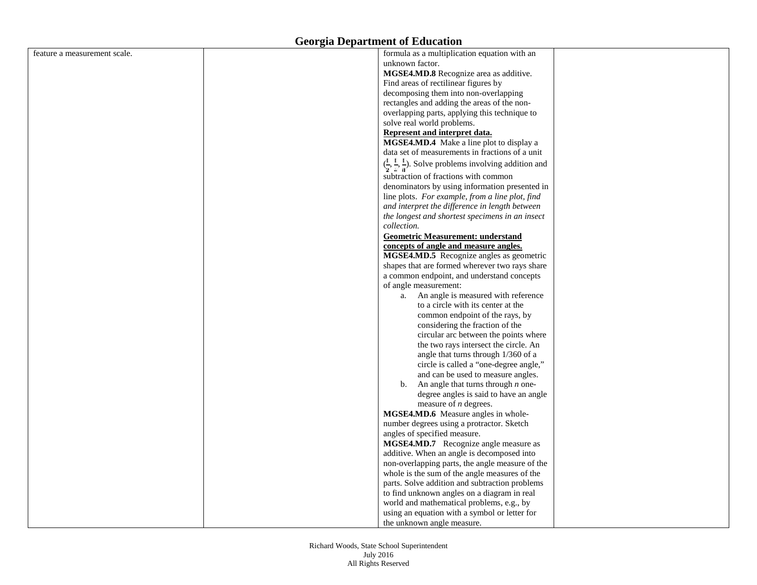| | | | |
|---|---|---|---|
| feature a measurement scale. | | formula as a multiplication equation with an unknown factor.<br>**MGSE4.MD.8** Recognize area as additive. Find areas of rectilinear figures by decomposing them into non-overlapping rectangles and adding the areas of the non-overlapping parts, applying this technique to solve real world problems.<br>**Represent and interpret data.**<br>**MGSE4.MD.4** Make a line plot to display a data set of measurements in fractions of a unit ($\frac{1}{2}$, $\frac{1}{4}$, $\frac{1}{8}$). Solve problems involving addition and subtraction of fractions with common denominators by using information presented in line plots. *For example, from a line plot, find and interpret the difference in length between the longest and shortest specimens in an insect collection.*<br>**Geometric Measurement: understand concepts of angle and measure angles.**<br>**MGSE4.MD.5** Recognize angles as geometric shapes that are formed wherever two rays share a common endpoint, and understand concepts of angle measurement:<br>a. An angle is measured with reference to a circle with its center at the common endpoint of the rays, by considering the fraction of the circular arc between the points where the two rays intersect the circle. An angle that turns through 1/360 of a circle is called a "one-degree angle," and can be used to measure angles.<br>b. An angle that turns through *n* one-degree angles is said to have an angle measure of *n* degrees.<br>**MGSE4.MD.6** Measure angles in whole-number degrees using a protractor. Sketch angles of specified measure.<br>**MGSE4.MD.7** Recognize angle measure as additive. When an angle is decomposed into non-overlapping parts, the angle measure of the whole is the sum of the angle measures of the parts. Solve addition and subtraction problems to find unknown angles on a diagram in real world and mathematical problems, e.g., by using an equation with a symbol or letter for the unknown angle measure. | |